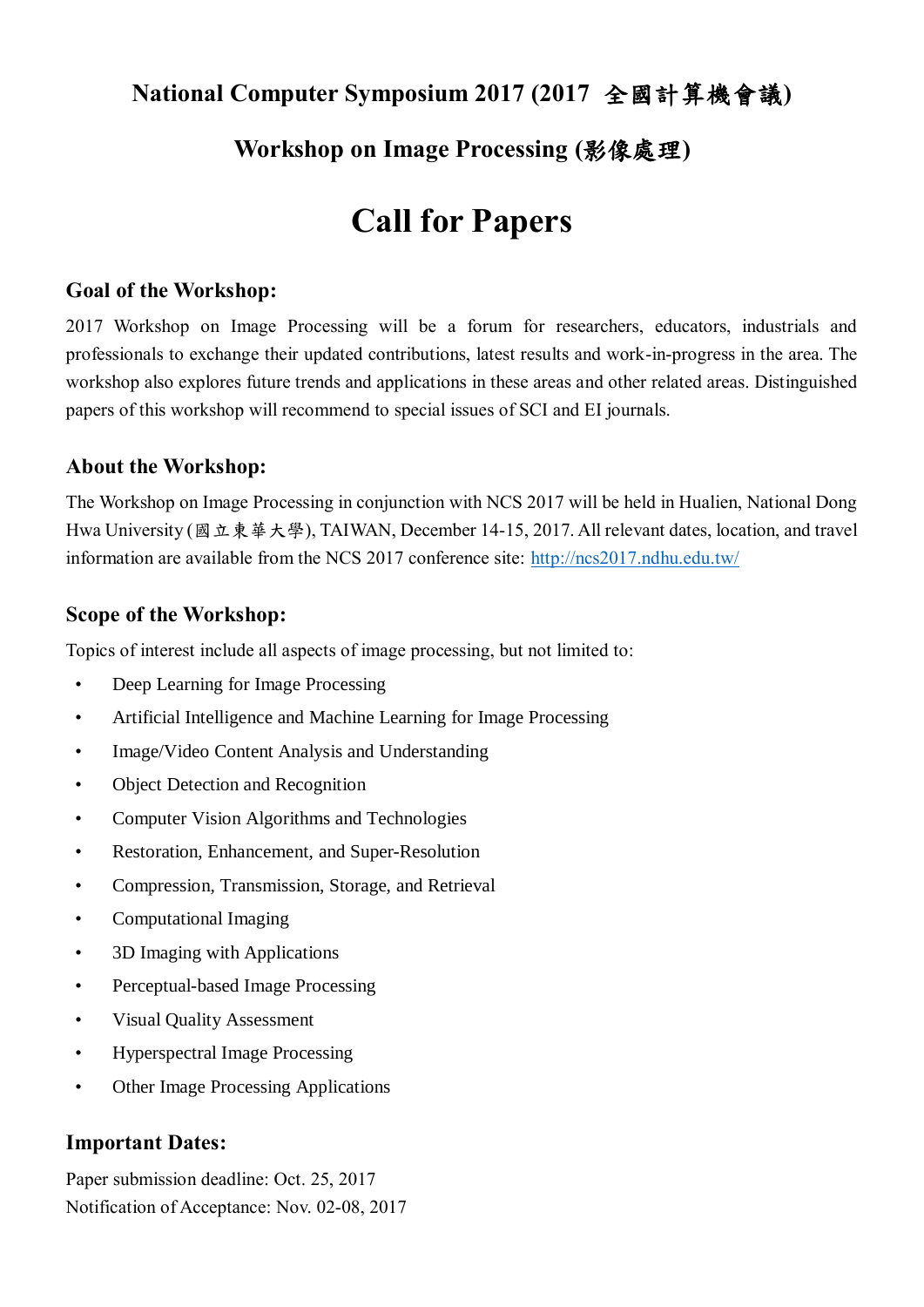# National Computer Symposium 2017 (2017 全國計算機會議)

## Workshop on Image Processing (影像處理)

# Call for Papers

### Goal of the Workshop:

2017 Workshop on Image Processing will be a forum for researchers, educators, industrials and professionals to exchange their updated contributions, latest results and work-in-progress in the area. The workshop also explores future trends and applications in these areas and other related areas. Distinguished papers of this workshop will recommend to special issues of SCI and EI journals.

### About the Workshop:

The Workshop on Image Processing in conjunction with NCS 2017 will be held in Hualien, National Dong Hwa University (國立東華大學), TAIWAN, December 14-15, 2017. All relevant dates, location, and travel information are available from the NCS 2017 conference site: http://ncs2017.ndhu.edu.tw/

### Scope of the Workshop:

Topics of interest include all aspects of image processing, but not limited to:

- Deep Learning for Image Processing
- Artificial Intelligence and Machine Learning for Image Processing
- Image/Video Content Analysis and Understanding
- Object Detection and Recognition
- Computer Vision Algorithms and Technologies
- Restoration, Enhancement, and Super-Resolution
- Compression, Transmission, Storage, and Retrieval
- Computational Imaging
- 3D Imaging with Applications
- Perceptual-based Image Processing
- Visual Quality Assessment
- Hyperspectral Image Processing
- Other Image Processing Applications

### Important Dates:

Paper submission deadline: Oct. 25, 2017
Notification of Acceptance: Nov. 02-08, 2017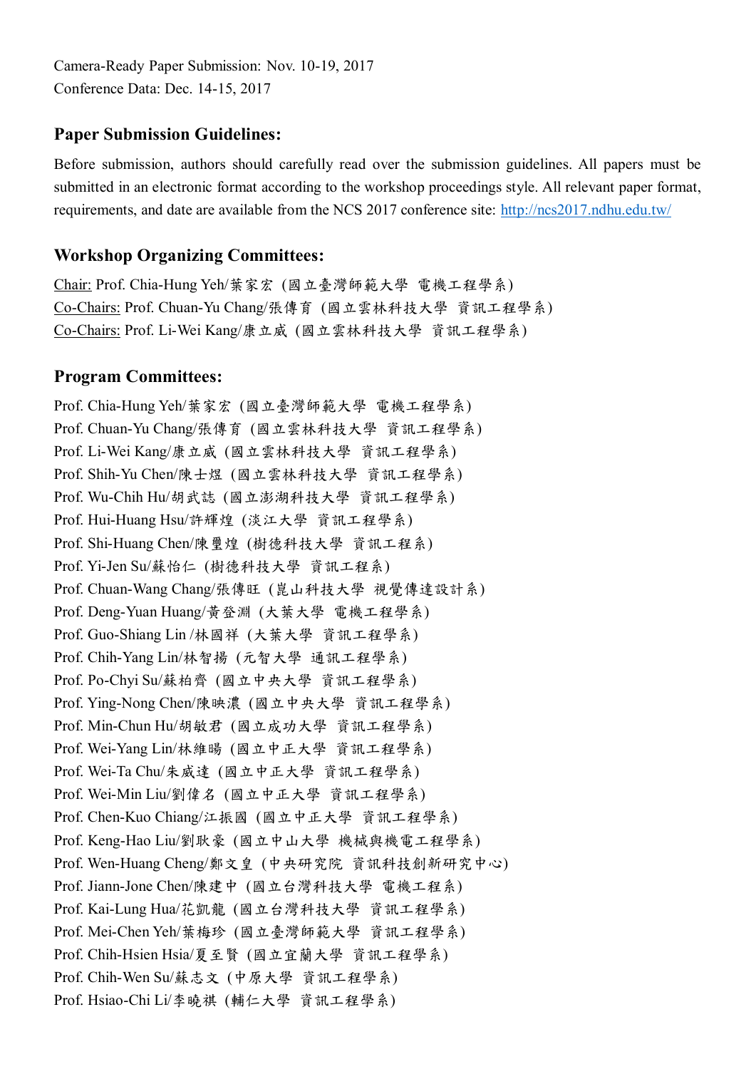Camera-Ready Paper Submission: Nov. 10-19, 2017
Conference Data: Dec. 14-15, 2017

## Paper Submission Guidelines:

Before submission, authors should carefully read over the submission guidelines. All papers must be submitted in an electronic format according to the workshop proceedings style. All relevant paper format, requirements, and date are available from the NCS 2017 conference site: http://ncs2017.ndhu.edu.tw/

## Workshop Organizing Committees:

Chair: Prof. Chia-Hung Yeh/葉家宏 (國立臺灣師範大學 電機工程學系)
Co-Chairs: Prof. Chuan-Yu Chang/張傳育 (國立雲林科技大學 資訊工程學系)
Co-Chairs: Prof. Li-Wei Kang/康立威 (國立雲林科技大學 資訊工程學系)

## Program Committees:

Prof. Chia-Hung Yeh/葉家宏 (國立臺灣師範大學 電機工程學系)
Prof. Chuan-Yu Chang/張傳育 (國立雲林科技大學 資訊工程學系)
Prof. Li-Wei Kang/康立威 (國立雲林科技大學 資訊工程學系)
Prof. Shih-Yu Chen/陳士煜 (國立雲林科技大學 資訊工程學系)
Prof. Wu-Chih Hu/胡武誌 (國立澎湖科技大學 資訊工程學系)
Prof. Hui-Huang Hsu/許輝煌 (淡江大學 資訊工程學系)
Prof. Shi-Huang Chen/陳璽煌 (樹德科技大學 資訊工程系)
Prof. Yi-Jen Su/蘇怡仁 (樹德科技大學 資訊工程系)
Prof. Chuan-Wang Chang/張傳旺 (崑山科技大學 視覺傳達設計系)
Prof. Deng-Yuan Huang/黃登淵 (大葉大學 電機工程學系)
Prof. Guo-Shiang Lin /林國祥 (大葉大學 資訊工程學系)
Prof. Chih-Yang Lin/林智揚 (元智大學 通訊工程學系)
Prof. Po-Chyi Su/蘇柏齊 (國立中央大學 資訊工程學系)
Prof. Ying-Nong Chen/陳映濃 (國立中央大學 資訊工程學系)
Prof. Min-Chun Hu/胡敏君 (國立成功大學 資訊工程學系)
Prof. Wei-Yang Lin/林維暘 (國立中正大學 資訊工程學系)
Prof. Wei-Ta Chu/朱威達 (國立中正大學 資訊工程學系)
Prof. Wei-Min Liu/劉偉名 (國立中正大學 資訊工程學系)
Prof. Chen-Kuo Chiang/江振國 (國立中正大學 資訊工程學系)
Prof. Keng-Hao Liu/劉耿豪 (國立中山大學 機械與機電工程學系)
Prof. Wen-Huang Cheng/鄭文皇 (中央研究院 資訊科技創新研究中心)
Prof. Jiann-Jone Chen/陳建中 (國立台灣科技大學 電機工程系)
Prof. Kai-Lung Hua/花凱龍 (國立台灣科技大學 資訊工程學系)
Prof. Mei-Chen Yeh/葉梅珍 (國立臺灣師範大學 資訊工程學系)
Prof. Chih-Hsien Hsia/夏至賢 (國立宜蘭大學 資訊工程學系)
Prof. Chih-Wen Su/蘇志文 (中原大學 資訊工程學系)
Prof. Hsiao-Chi Li/李曉祺 (輔仁大學 資訊工程學系)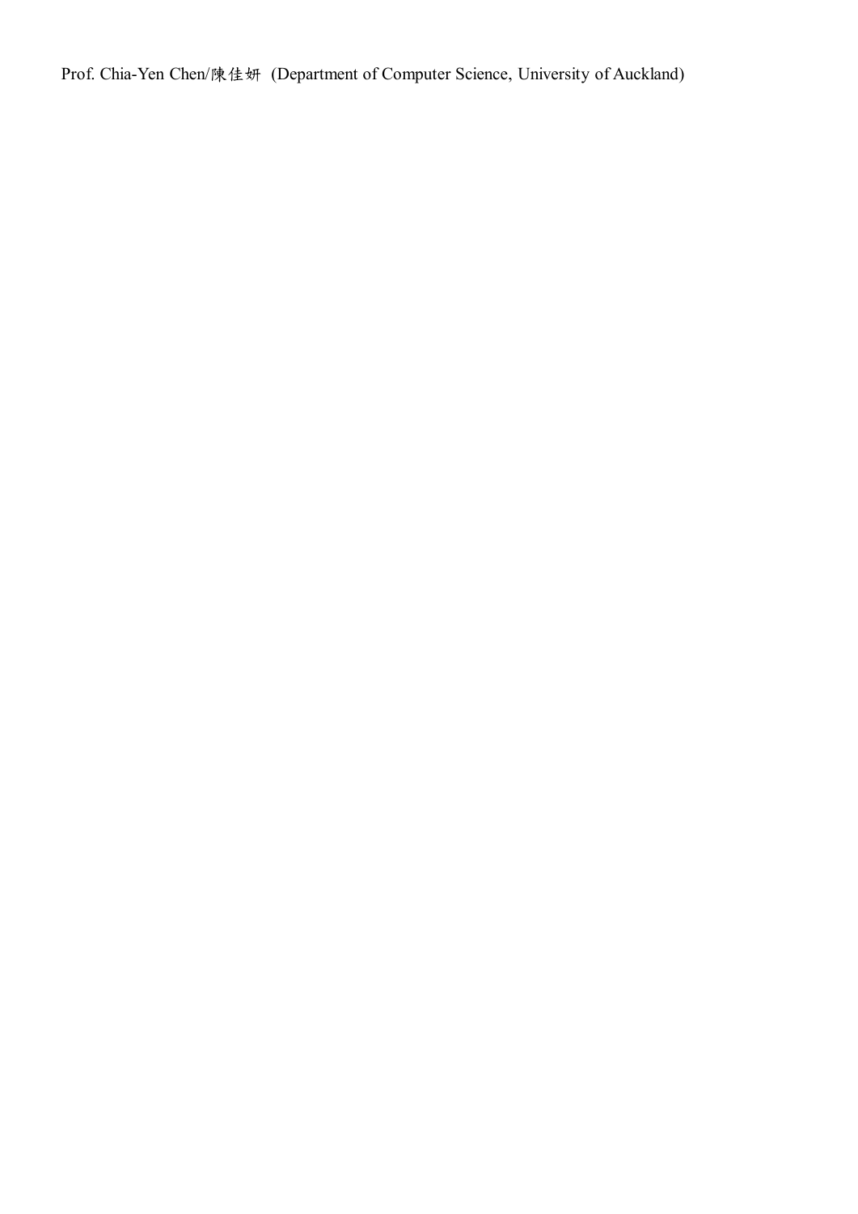Prof. Chia-Yen Chen/陳佳妍 (Department of Computer Science, University of Auckland)